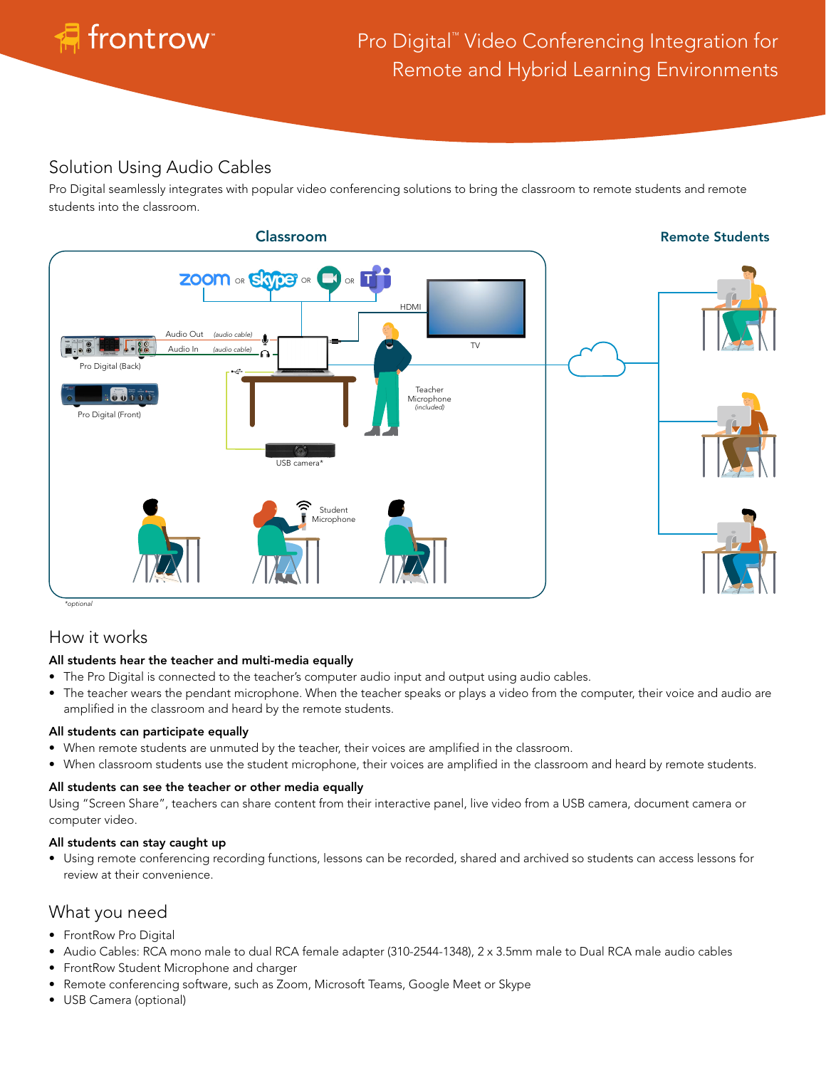frontrow™

# Pro Digital™ Video Conferencing Integration for Remote and Hybrid Learning Environments

## Solution Using Audio Cables

Pro Digital seamlessly integrates with popular video conferencing solutions to bring the classroom to remote students and remote students into the classroom.

**Classroom** | **Remote Students**

zoom OR skype OR OR

Audio Out *(audio cable)*
Audio In *(audio cable)*
Pro Digital (Back)
Pro Digital (Front)
HDMI
TV
Teacher Microphone *(included)*
USB camera*
Student Microphone

*\*optional*

## How it works

**All students hear the teacher and multi-media equally**

- The Pro Digital is connected to the teacher's computer audio input and output using audio cables.
- The teacher wears the pendant microphone. When the teacher speaks or plays a video from the computer, their voice and audio are amplified in the classroom and heard by the remote students.

**All students can participate equally**

- When remote students are unmuted by the teacher, their voices are amplified in the classroom.
- When classroom students use the student microphone, their voices are amplified in the classroom and heard by remote students.

**All students can see the teacher or other media equally**

Using "Screen Share", teachers can share content from their interactive panel, live video from a USB camera, document camera or computer video.

**All students can stay caught up**

- Using remote conferencing recording functions, lessons can be recorded, shared and archived so students can access lessons for review at their convenience.

## What you need

- FrontRow Pro Digital
- Audio Cables: RCA mono male to dual RCA female adapter (310-2544-1348), 2 x 3.5mm male to Dual RCA male audio cables
- FrontRow Student Microphone and charger
- Remote conferencing software, such as Zoom, Microsoft Teams, Google Meet or Skype
- USB Camera (optional)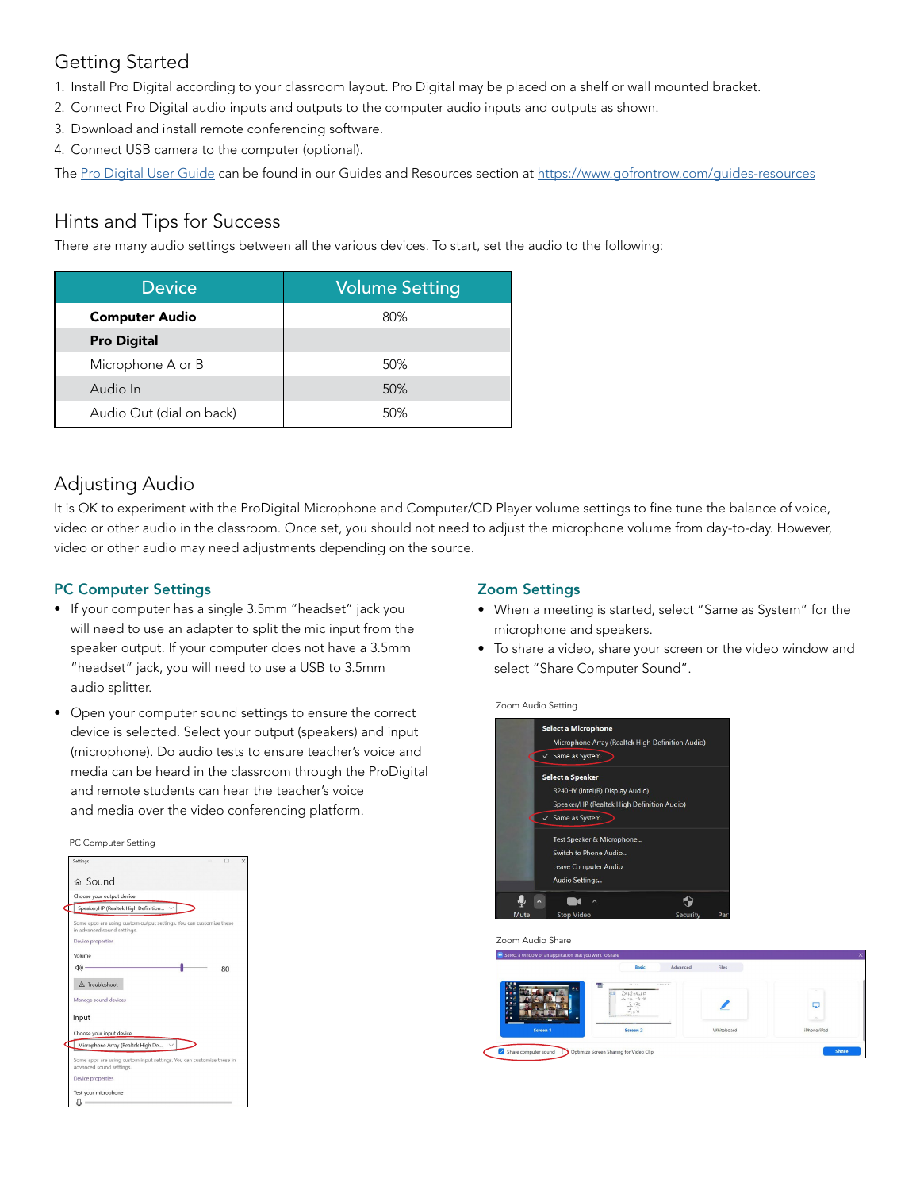## Getting Started

1. Install Pro Digital according to your classroom layout. Pro Digital may be placed on a shelf or wall mounted bracket.
2. Connect Pro Digital audio inputs and outputs to the computer audio inputs and outputs as shown.
3. Download and install remote conferencing software.
4. Connect USB camera to the computer (optional).

The Pro Digital User Guide can be found in our Guides and Resources section at https://www.gofrontrow.com/guides-resources

## Hints and Tips for Success

There are many audio settings between all the various devices. To start, set the audio to the following:

| Device | Volume Setting |
|---|---|
| **Computer Audio** | 80% |
| **Pro Digital** | |
| Microphone A or B | 50% |
| Audio In | 50% |
| Audio Out (dial on back) | 50% |

## Adjusting Audio

It is OK to experiment with the ProDigital Microphone and Computer/CD Player volume settings to fine tune the balance of voice, video or other audio in the classroom. Once set, you should not need to adjust the microphone volume from day-to-day. However, video or other audio may need adjustments depending on the source.

### PC Computer Settings

- If your computer has a single 3.5mm "headset" jack you will need to use an adapter to split the mic input from the speaker output. If your computer does not have a 3.5mm "headset" jack, you will need to use a USB to 3.5mm audio splitter.
- Open your computer sound settings to ensure the correct device is selected. Select your output (speakers) and input (microphone). Do audio tests to ensure teacher's voice and media can be heard in the classroom through the ProDigital and remote students can hear the teacher's voice and media over the video conferencing platform.

PC Computer Setting

### Zoom Settings

- When a meeting is started, select "Same as System" for the microphone and speakers.
- To share a video, share your screen or the video window and select "Share Computer Sound".

Zoom Audio Setting

Zoom Audio Share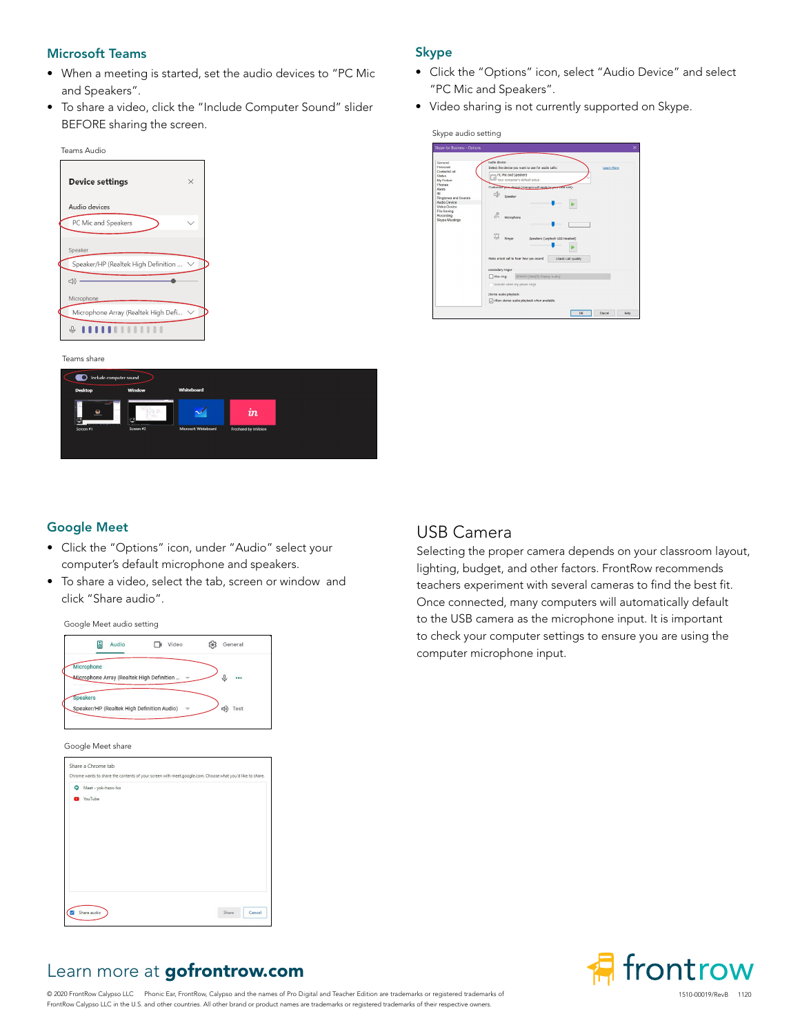## Microsoft Teams

- When a meeting is started, set the audio devices to "PC Mic and Speakers".
- To share a video, click the "Include Computer Sound" slider BEFORE sharing the screen.

Teams Audio

Teams share

## Skype

- Click the "Options" icon, select "Audio Device" and select "PC Mic and Speakers".
- Video sharing is not currently supported on Skype.

Skype audio setting

## Google Meet

- Click the "Options" icon, under "Audio" select your computer's default microphone and speakers.
- To share a video, select the tab, screen or window and click "Share audio".

Google Meet audio setting

Google Meet share

## USB Camera

Selecting the proper camera depends on your classroom layout, lighting, budget, and other factors. FrontRow recommends teachers experiment with several cameras to find the best fit. Once connected, many computers will automatically default to the USB camera as the microphone input. It is important to check your computer settings to ensure you are using the computer microphone input.

Learn more at **gofrontrow.com**

© 2020 FrontRow Calypso LLC   Phonic Ear, FrontRow, Calypso and the names of Pro Digital and Teacher Edition are trademarks or registered trademarks of FrontRow Calypso LLC in the U.S. and other countries. All other brand or product names are trademarks or registered trademarks of their respective owners.

1510-00019/RevB   1120